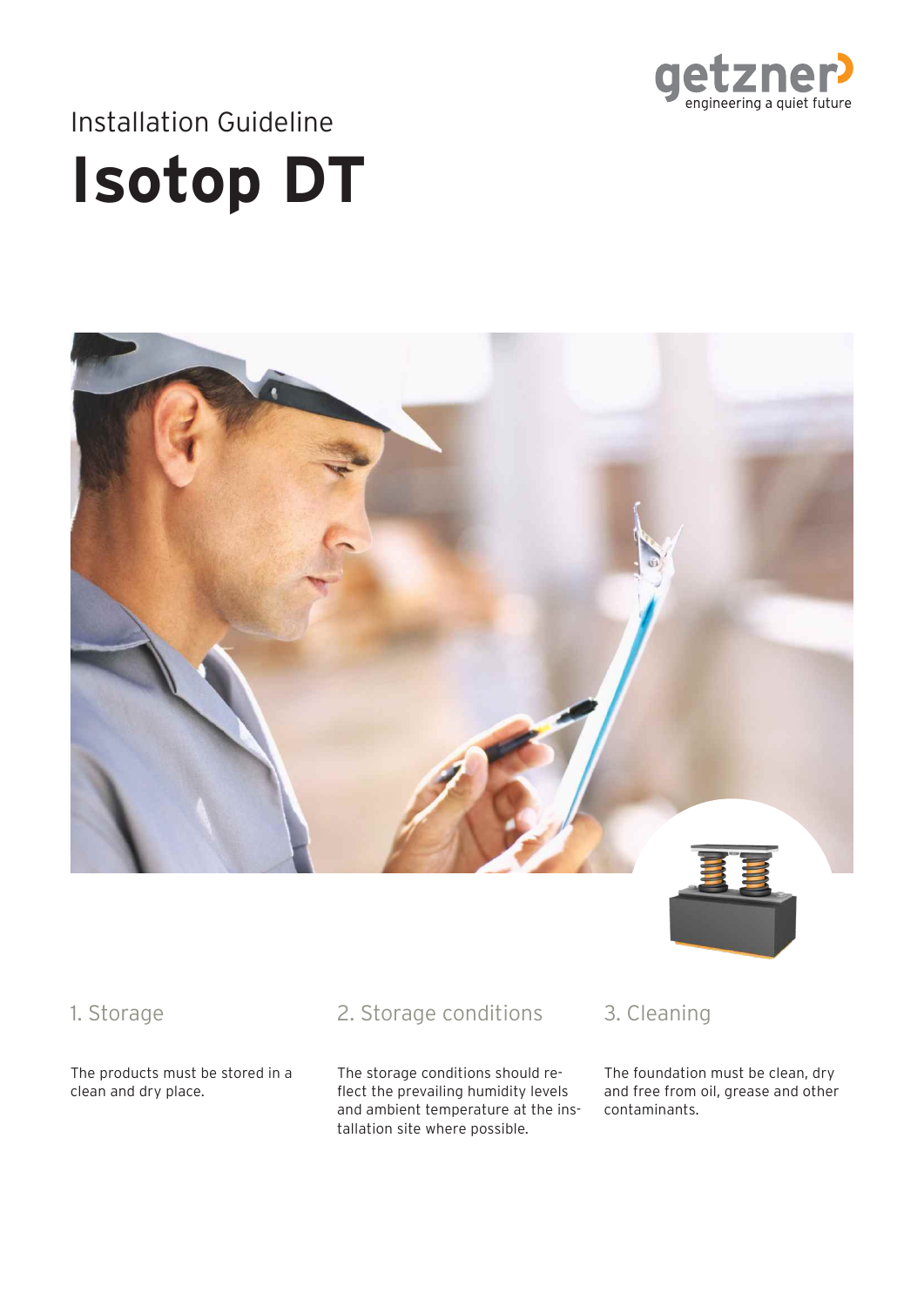Installation Guideline

# Isotop DT

## 1. Storage

The products must be stored in a clean and dry place.

## 2. Storage conditions

The storage conditions should reflect the prevailing humidity levels and ambient temperature at the installation site where possible.

## 3. Cleaning

The foundation must be clean, dry and free from oil, grease and other contaminants.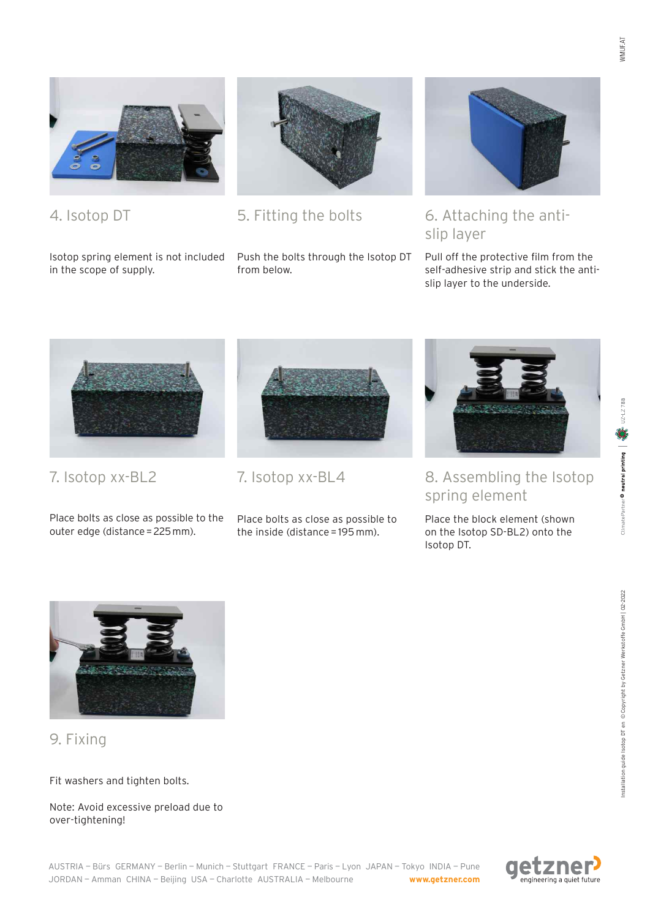## 4. Isotop DT

Isotop spring element is not included in the scope of supply.

## 5. Fitting the bolts

Push the bolts through the Isotop DT from below.

## 6. Attaching the anti-slip layer

Pull off the protective film from the self-adhesive strip and stick the anti-slip layer to the underside.

## 7. Isotop xx-BL2

Place bolts as close as possible to the outer edge (distance = 225 mm).

## 7. Isotop xx-BL4

Place bolts as close as possible to the inside (distance = 195 mm).

## 8. Assembling the Isotop spring element

Place the block element (shown on the Isotop SD-BL2) onto the Isotop DT.

## 9. Fixing

Fit washers and tighten bolts.

Note: Avoid excessive preload due to over-tightening!

AUSTRIA – Bürs GERMANY – Berlin – Munich – Stuttgart FRANCE – Paris – Lyon JAPAN – Tokyo INDIA – Pune
JORDAN – Amman CHINA – Beijing USA – Charlotte AUSTRALIA – Melbourne **www.getzner.com**

getzner engineering a quiet future

Installation guide Isotop DT en © Copyright by Getzner Werkstoffe GmbH | 02-2022